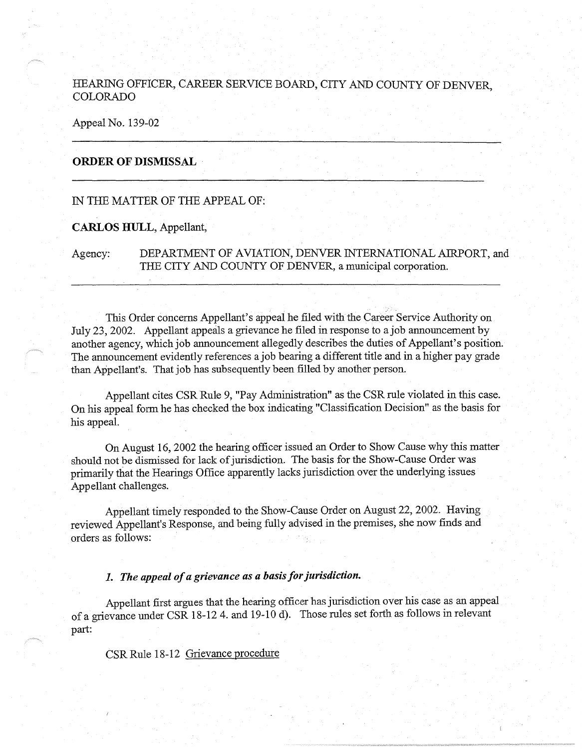HEARING OFFICER, CAREER SERVICE BOARD, CITY AND COUNTY OF DENVER, COLORADO

Appeal No. 139-02

---

## ORDER OF DISMISSAL

---

IN THE MATTER OF THE APPEAL OF:

**CARLOS HULL**, Appellant,

Agency: DEPARTMENT OF AVIATION, DENVER INTERNATIONAL AIRPORT, and THE CITY AND COUNTY OF DENVER, a municipal corporation.

---

This Order concerns Appellant's appeal he filed with the Career Service Authority on July 23, 2002. Appellant appeals a grievance he filed in response to a job announcement by another agency, which job announcement allegedly describes the duties of Appellant's position. The announcement evidently references a job bearing a different title and in a higher pay grade than Appellant's. That job has subsequently been filled by another person.

Appellant cites CSR Rule 9, "Pay Administration" as the CSR rule violated in this case. On his appeal form he has checked the box indicating "Classification Decision" as the basis for his appeal.

On August 16, 2002 the hearing officer issued an Order to Show Cause why this matter should not be dismissed for lack of jurisdiction. The basis for the Show-Cause Order was primarily that the Hearings Office apparently lacks jurisdiction over the underlying issues Appellant challenges.

Appellant timely responded to the Show-Cause Order on August 22, 2002. Having reviewed Appellant's Response, and being fully advised in the premises, she now finds and orders as follows:

### *1. The appeal of a grievance as a basis for jurisdiction.*

Appellant first argues that the hearing officer has jurisdiction over his case as an appeal of a grievance under CSR 18-12 4. and 19-10 d). Those rules set forth as follows in relevant part:

CSR Rule 18-12 Grievance procedure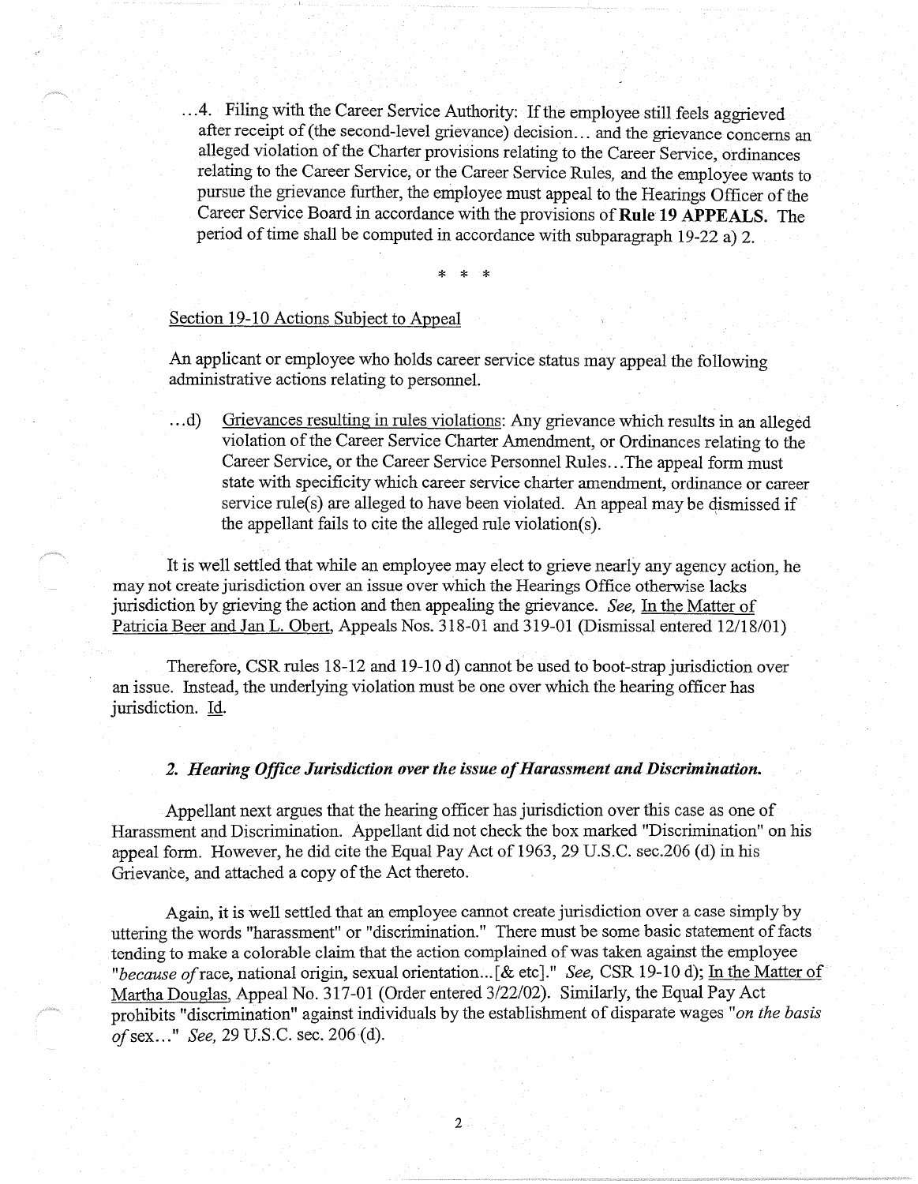...4. Filing with the Career Service Authority: If the employee still feels aggrieved after receipt of (the second-level grievance) decision... and the grievance concerns an alleged violation of the Charter provisions relating to the Career Service, ordinances relating to the Career Service, or the Career Service Rules, and the employee wants to pursue the grievance further, the employee must appeal to the Hearings Officer of the Career Service Board in accordance with the provisions of **Rule 19 APPEALS.** The period of time shall be computed in accordance with subparagraph 19-22 a) 2.

\* \* \*

Section 19-10 Actions Subject to Appeal

An applicant or employee who holds career service status may appeal the following administrative actions relating to personnel.

...d) Grievances resulting in rules violations: Any grievance which results in an alleged violation of the Career Service Charter Amendment, or Ordinances relating to the Career Service, or the Career Service Personnel Rules...The appeal form must state with specificity which career service charter amendment, ordinance or career service rule(s) are alleged to have been violated. An appeal may be dismissed if the appellant fails to cite the alleged rule violation(s).

It is well settled that while an employee may elect to grieve nearly any agency action, he may not create jurisdiction over an issue over which the Hearings Office otherwise lacks jurisdiction by grieving the action and then appealing the grievance. *See,* In the Matter of Patricia Beer and Jan L. Obert, Appeals Nos. 318-01 and 319-01 (Dismissal entered 12/18/01)

Therefore, CSR rules 18-12 and 19-10 d) cannot be used to boot-strap jurisdiction over an issue. Instead, the underlying violation must be one over which the hearing officer has jurisdiction. Id.

### *2. Hearing Office Jurisdiction over the issue of Harassment and Discrimination.*

Appellant next argues that the hearing officer has jurisdiction over this case as one of Harassment and Discrimination. Appellant did not check the box marked "Discrimination" on his appeal form. However, he did cite the Equal Pay Act of 1963, 29 U.S.C. sec.206 (d) in his Grievance, and attached a copy of the Act thereto.

Again, it is well settled that an employee cannot create jurisdiction over a case simply by uttering the words "harassment" or "discrimination." There must be some basic statement of facts tending to make a colorable claim that the action complained of was taken against the employee "*because of* race, national origin, sexual orientation...[& etc]." *See,* CSR 19-10 d); In the Matter of Martha Douglas, Appeal No. 317-01 (Order entered 3/22/02). Similarly, the Equal Pay Act prohibits "discrimination" against individuals by the establishment of disparate wages "*on the basis of* sex..." *See,* 29 U.S.C. sec. 206 (d).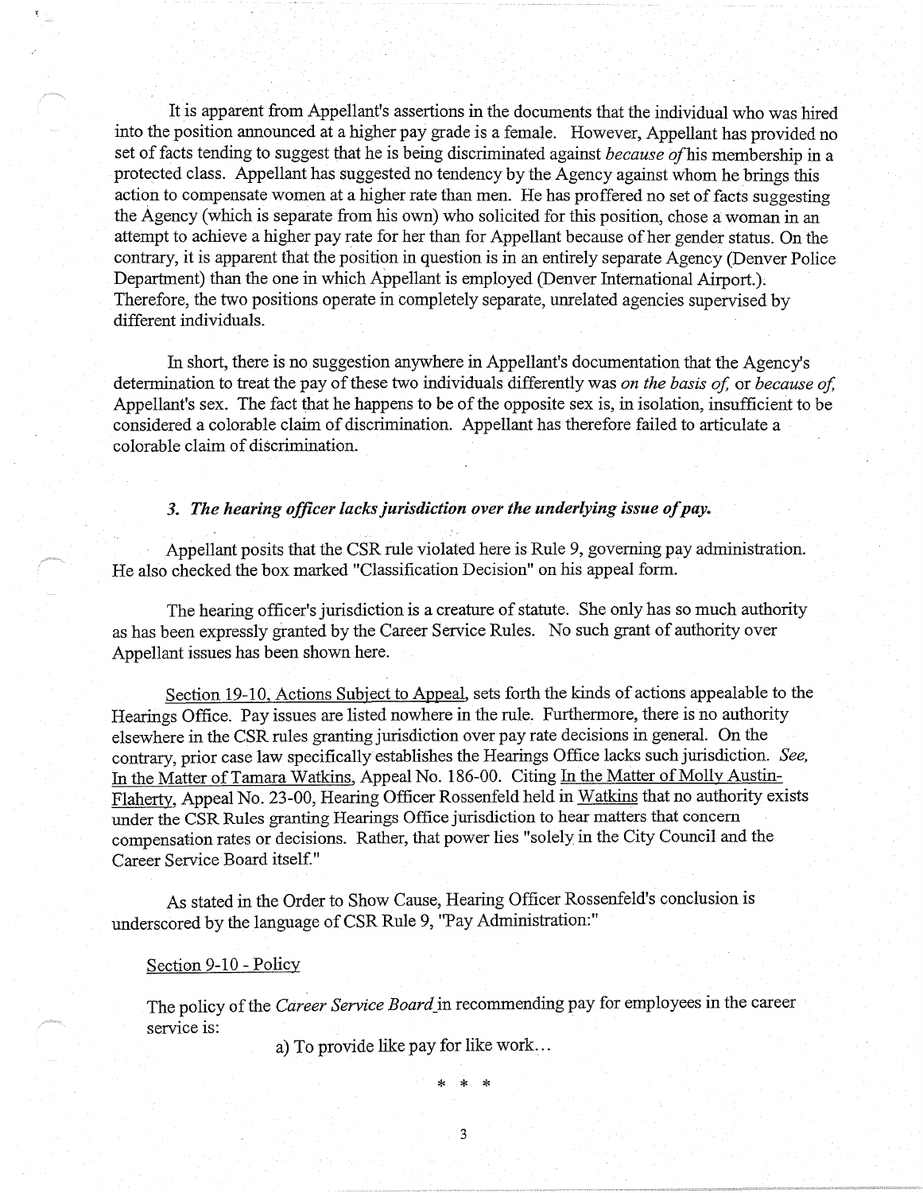It is apparent from Appellant's assertions in the documents that the individual who was hired into the position announced at a higher pay grade is a female. However, Appellant has provided no set of facts tending to suggest that he is being discriminated against *because of* his membership in a protected class. Appellant has suggested no tendency by the Agency against whom he brings this action to compensate women at a higher rate than men. He has proffered no set of facts suggesting the Agency (which is separate from his own) who solicited for this position, chose a woman in an attempt to achieve a higher pay rate for her than for Appellant because of her gender status. On the contrary, it is apparent that the position in question is in an entirely separate Agency (Denver Police Department) than the one in which Appellant is employed (Denver International Airport.). Therefore, the two positions operate in completely separate, unrelated agencies supervised by different individuals.

In short, there is no suggestion anywhere in Appellant's documentation that the Agency's determination to treat the pay of these two individuals differently was *on the basis of*, or *because of*, Appellant's sex. The fact that he happens to be of the opposite sex is, in isolation, insufficient to be considered a colorable claim of discrimination. Appellant has therefore failed to articulate a colorable claim of discrimination.

### *3. The hearing officer lacks jurisdiction over the underlying issue of pay.*

Appellant posits that the CSR rule violated here is Rule 9, governing pay administration. He also checked the box marked "Classification Decision" on his appeal form.

The hearing officer's jurisdiction is a creature of statute. She only has so much authority as has been expressly granted by the Career Service Rules. No such grant of authority over Appellant issues has been shown here.

Section 19-10, Actions Subject to Appeal, sets forth the kinds of actions appealable to the Hearings Office. Pay issues are listed nowhere in the rule. Furthermore, there is no authority elsewhere in the CSR rules granting jurisdiction over pay rate decisions in general. On the contrary, prior case law specifically establishes the Hearings Office lacks such jurisdiction. *See,* In the Matter of Tamara Watkins, Appeal No. 186-00. Citing In the Matter of Molly Austin-Flaherty, Appeal No. 23-00, Hearing Officer Rossenfeld held in Watkins that no authority exists under the CSR Rules granting Hearings Office jurisdiction to hear matters that concern compensation rates or decisions. Rather, that power lies "solely in the City Council and the Career Service Board itself."

As stated in the Order to Show Cause, Hearing Officer Rossenfeld's conclusion is underscored by the language of CSR Rule 9, "Pay Administration:"

Section 9-10 - Policy

The policy of the *Career Service Board* in recommending pay for employees in the career service is:

a) To provide like pay for like work...

\* \* \*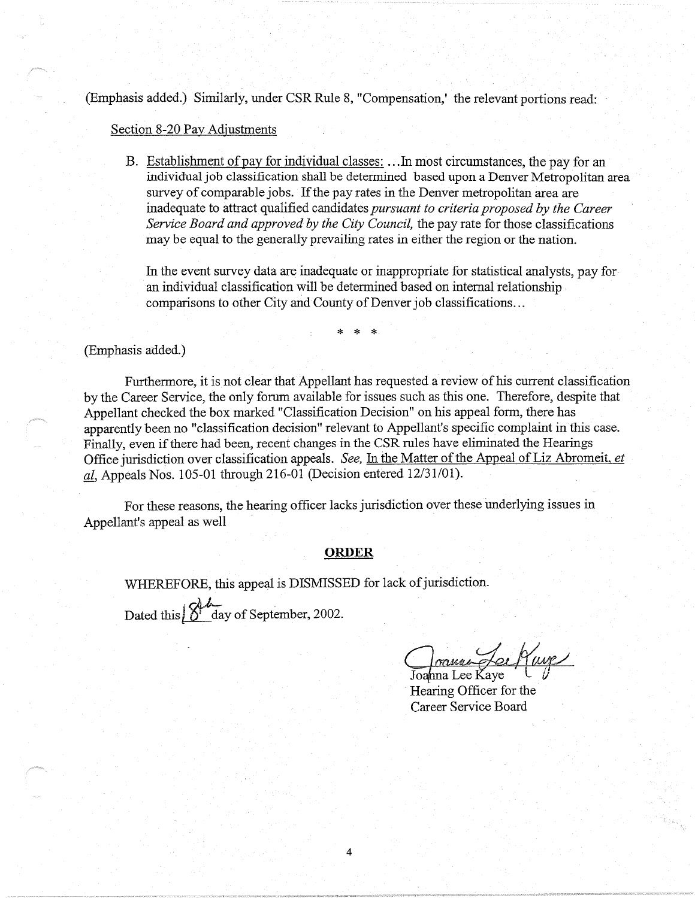(Emphasis added.) Similarly, under CSR Rule 8, "Compensation,' the relevant portions read:

Section 8-20 Pay Adjustments

> B. Establishment of pay for individual classes: ...In most circumstances, the pay for an individual job classification shall be determined based upon a Denver Metropolitan area survey of comparable jobs. If the pay rates in the Denver metropolitan area are inadequate to attract qualified candidates *pursuant to criteria proposed by the Career Service Board and approved by the City Council,* the pay rate for those classifications may be equal to the generally prevailing rates in either the region or the nation.
>
> In the event survey data are inadequate or inappropriate for statistical analysts, pay for an individual classification will be determined based on internal relationship comparisons to other City and County of Denver job classifications...

\* \* \*

(Emphasis added.)

Furthermore, it is not clear that Appellant has requested a review of his current classification by the Career Service, the only forum available for issues such as this one. Therefore, despite that Appellant checked the box marked "Classification Decision" on his appeal form, there has apparently been no "classification decision" relevant to Appellant's specific complaint in this case. Finally, even if there had been, recent changes in the CSR rules have eliminated the Hearings Office jurisdiction over classification appeals. *See,* In the Matter of the Appeal of Liz Abromeit, *et al*, Appeals Nos. 105-01 through 216-01 (Decision entered 12/31/01).

For these reasons, the hearing officer lacks jurisdiction over these underlying issues in Appellant's appeal as well

## ORDER

WHEREFORE, this appeal is DISMISSED for lack of jurisdiction.

Dated this 18th day of September, 2002.

Joanna Lee Kaye
Hearing Officer for the
Career Service Board